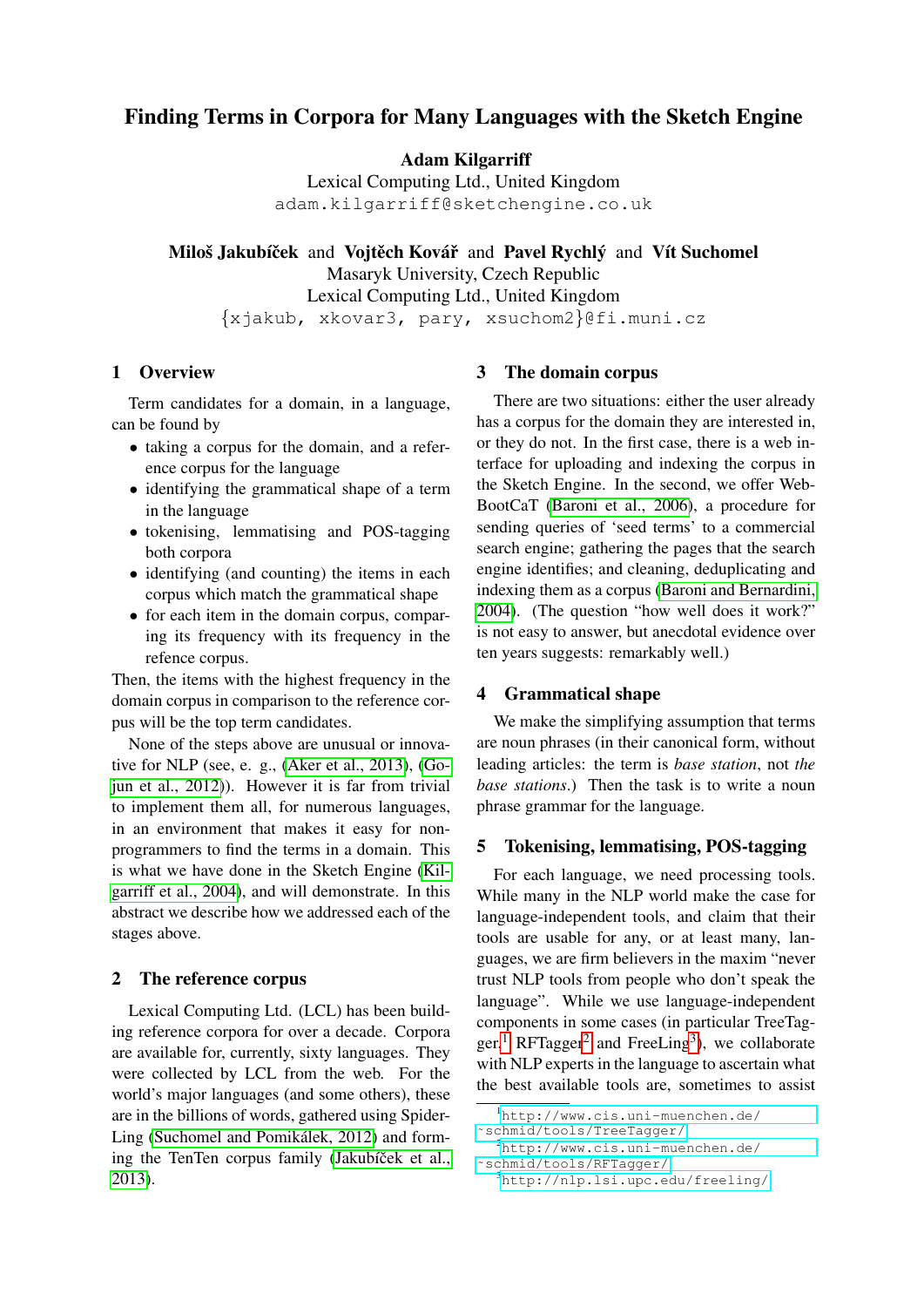# Finding Terms in Corpora for Many Languages with the Sketch Engine

**Adam Kilgarriff**
Lexical Computing Ltd., United Kingdom
adam.kilgarriff@sketchengine.co.uk

**Miloš Jakubíček** and **Vojtěch Kovář** and **Pavel Rychlý** and **Vít Suchomel**
Masaryk University, Czech Republic
Lexical Computing Ltd., United Kingdom
{xjakub, xkovar3, pary, xsuchom2}@fi.muni.cz

## 1 Overview

Term candidates for a domain, in a language, can be found by

- taking a corpus for the domain, and a reference corpus for the language
- identifying the grammatical shape of a term in the language
- tokenising, lemmatising and POS-tagging both corpora
- identifying (and counting) the items in each corpus which match the grammatical shape
- for each item in the domain corpus, comparing its frequency with its frequency in the refence corpus.

Then, the items with the highest frequency in the domain corpus in comparison to the reference corpus will be the top term candidates.

None of the steps above are unusual or innovative for NLP (see, e. g., (Aker et al., 2013), (Gojun et al., 2012)). However it is far from trivial to implement them all, for numerous languages, in an environment that makes it easy for non-programmers to find the terms in a domain. This is what we have done in the Sketch Engine (Kilgarriff et al., 2004), and will demonstrate. In this abstract we describe how we addressed each of the stages above.

## 2 The reference corpus

Lexical Computing Ltd. (LCL) has been building reference corpora for over a decade. Corpora are available for, currently, sixty languages. They were collected by LCL from the web. For the world's major languages (and some others), these are in the billions of words, gathered using SpiderLing (Suchomel and Pomikálek, 2012) and forming the TenTen corpus family (Jakubíček et al., 2013).

## 3 The domain corpus

There are two situations: either the user already has a corpus for the domain they are interested in, or they do not. In the first case, there is a web interface for uploading and indexing the corpus in the Sketch Engine. In the second, we offer WebBootCaT (Baroni et al., 2006), a procedure for sending queries of 'seed terms' to a commercial search engine; gathering the pages that the search engine identifies; and cleaning, deduplicating and indexing them as a corpus (Baroni and Bernardini, 2004). (The question "how well does it work?" is not easy to answer, but anecdotal evidence over ten years suggests: remarkably well.)

## 4 Grammatical shape

We make the simplifying assumption that terms are noun phrases (in their canonical form, without leading articles: the term is *base station*, not *the base stations*.) Then the task is to write a noun phrase grammar for the language.

## 5 Tokenising, lemmatising, POS-tagging

For each language, we need processing tools. While many in the NLP world make the case for language-independent tools, and claim that their tools are usable for any, or at least many, languages, we are firm believers in the maxim "never trust NLP tools from people who don't speak the language". While we use language-independent components in some cases (in particular TreeTagger,[1] RFTagger[2] and FreeLing[3]), we collaborate with NLP experts in the language to ascertain what the best available tools are, sometimes to assist

[1] http://www.cis.uni-muenchen.de/~schmid/tools/TreeTagger/

[2] http://www.cis.uni-muenchen.de/~schmid/tools/RFTagger/

[3] http://nlp.lsi.upc.edu/freeling/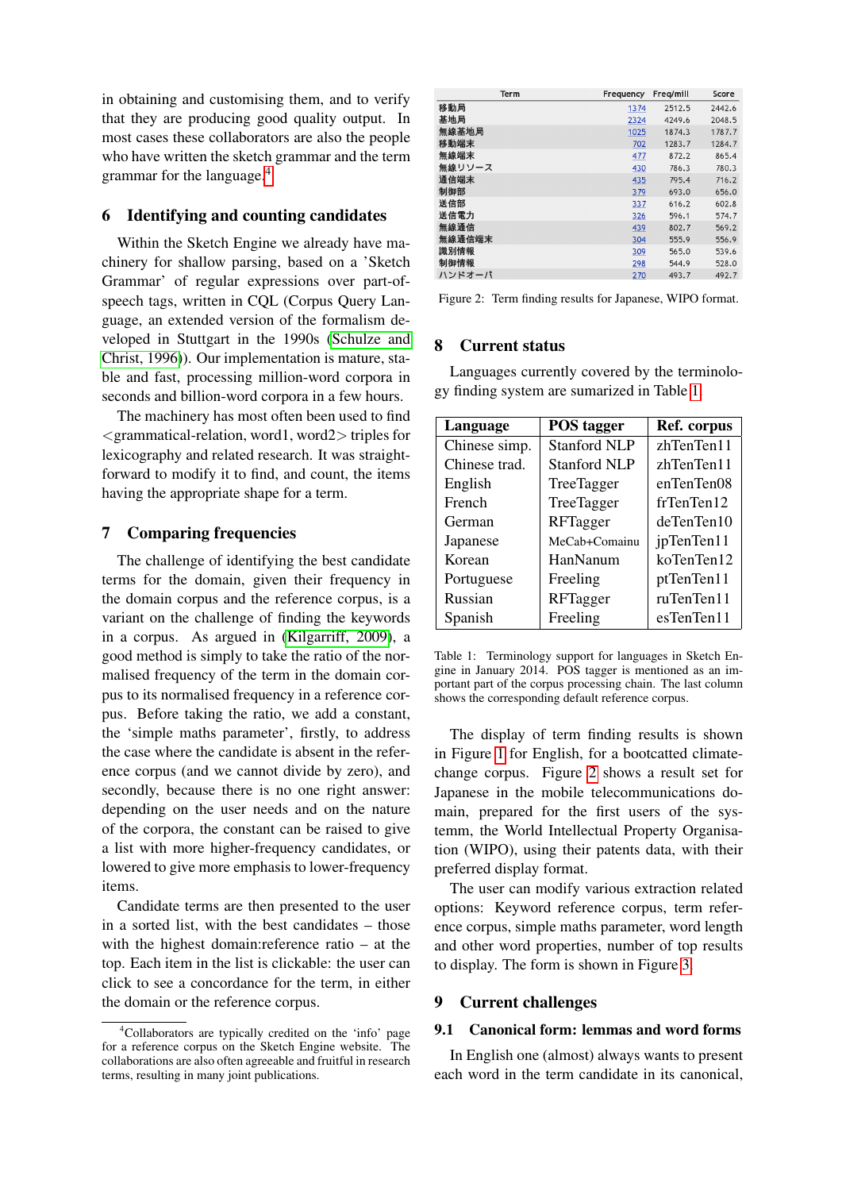in obtaining and customising them, and to verify that they are producing good quality output. In most cases these collaborators are also the people who have written the sketch grammar and the term grammar for the language.[4]

## 6 Identifying and counting candidates

Within the Sketch Engine we already have machinery for shallow parsing, based on a 'Sketch Grammar' of regular expressions over part-of-speech tags, written in CQL (Corpus Query Language, an extended version of the formalism developed in Stuttgart in the 1990s (Schulze and Christ, 1996)). Our implementation is mature, stable and fast, processing million-word corpora in seconds and billion-word corpora in a few hours.

The machinery has most often been used to find <grammatical-relation, word1, word2> triples for lexicography and related research. It was straightforward to modify it to find, and count, the items having the appropriate shape for a term.

## 7 Comparing frequencies

The challenge of identifying the best candidate terms for the domain, given their frequency in the domain corpus and the reference corpus, is a variant on the challenge of finding the keywords in a corpus. As argued in (Kilgarriff, 2009), a good method is simply to take the ratio of the normalised frequency of the term in the domain corpus to its normalised frequency in a reference corpus. Before taking the ratio, we add a constant, the 'simple maths parameter', firstly, to address the case where the candidate is absent in the reference corpus (and we cannot divide by zero), and secondly, because there is no one right answer: depending on the user needs and on the nature of the corpora, the constant can be raised to give a list with more higher-frequency candidates, or lowered to give more emphasis to lower-frequency items.

Candidate terms are then presented to the user in a sorted list, with the best candidates – those with the highest domain:reference ratio – at the top. Each item in the list is clickable: the user can click to see a concordance for the term, in either the domain or the reference corpus.

[4] Collaborators are typically credited on the 'info' page for a reference corpus on the Sketch Engine website. The collaborations are also often agreeable and fruitful in research terms, resulting in many joint publications.

| Term | Frequency | Freq/mill | Score |
|---|---|---|---|
| 移動局 | 1374 | 2512.5 | 2442.6 |
| 基地局 | 2324 | 4249.6 | 2048.5 |
| 無線基地局 | 1025 | 1874.3 | 1787.7 |
| 移動端末 | 702 | 1283.7 | 1284.7 |
| 無線端末 | 477 | 872.2 | 865.4 |
| 無線リソース | 430 | 786.3 | 780.3 |
| 通信端末 | 435 | 795.4 | 716.2 |
| 制御部 | 379 | 693.0 | 656.0 |
| 送信部 | 337 | 616.2 | 602.8 |
| 送信電力 | 326 | 596.1 | 574.7 |
| 無線通信 | 439 | 802.7 | 569.2 |
| 無線通信端末 | 304 | 555.9 | 556.9 |
| 識別情報 | 309 | 565.0 | 539.6 |
| 制御情報 | 298 | 544.9 | 528.0 |
| ハンドオーバ | 270 | 493.7 | 492.7 |

Figure 2: Term finding results for Japanese, WIPO format.

## 8 Current status

Languages currently covered by the terminology finding system are sumarized in Table 1.

| Language | POS tagger | Ref. corpus |
|---|---|---|
| Chinese simp. | Stanford NLP | zhTenTen11 |
| Chinese trad. | Stanford NLP | zhTenTen11 |
| English | TreeTagger | enTenTen08 |
| French | TreeTagger | frTenTen12 |
| German | RFTagger | deTenTen10 |
| Japanese | MeCab+Comainu | jpTenTen11 |
| Korean | HanNanum | koTenTen12 |
| Portuguese | Freeling | ptTenTen11 |
| Russian | RFTagger | ruTenTen11 |
| Spanish | Freeling | esTenTen11 |

Table 1: Terminology support for languages in Sketch Engine in January 2014. POS tagger is mentioned as an important part of the corpus processing chain. The last column shows the corresponding default reference corpus.

The display of term finding results is shown in Figure 1 for English, for a bootcatted climate-change corpus. Figure 2 shows a result set for Japanese in the mobile telecommunications domain, prepared for the first users of the systemm, the World Intellectual Property Organisation (WIPO), using their patents data, with their preferred display format.

The user can modify various extraction related options: Keyword reference corpus, term reference corpus, simple maths parameter, word length and other word properties, number of top results to display. The form is shown in Figure 3.

## 9 Current challenges

### 9.1 Canonical form: lemmas and word forms

In English one (almost) always wants to present each word in the term candidate in its canonical,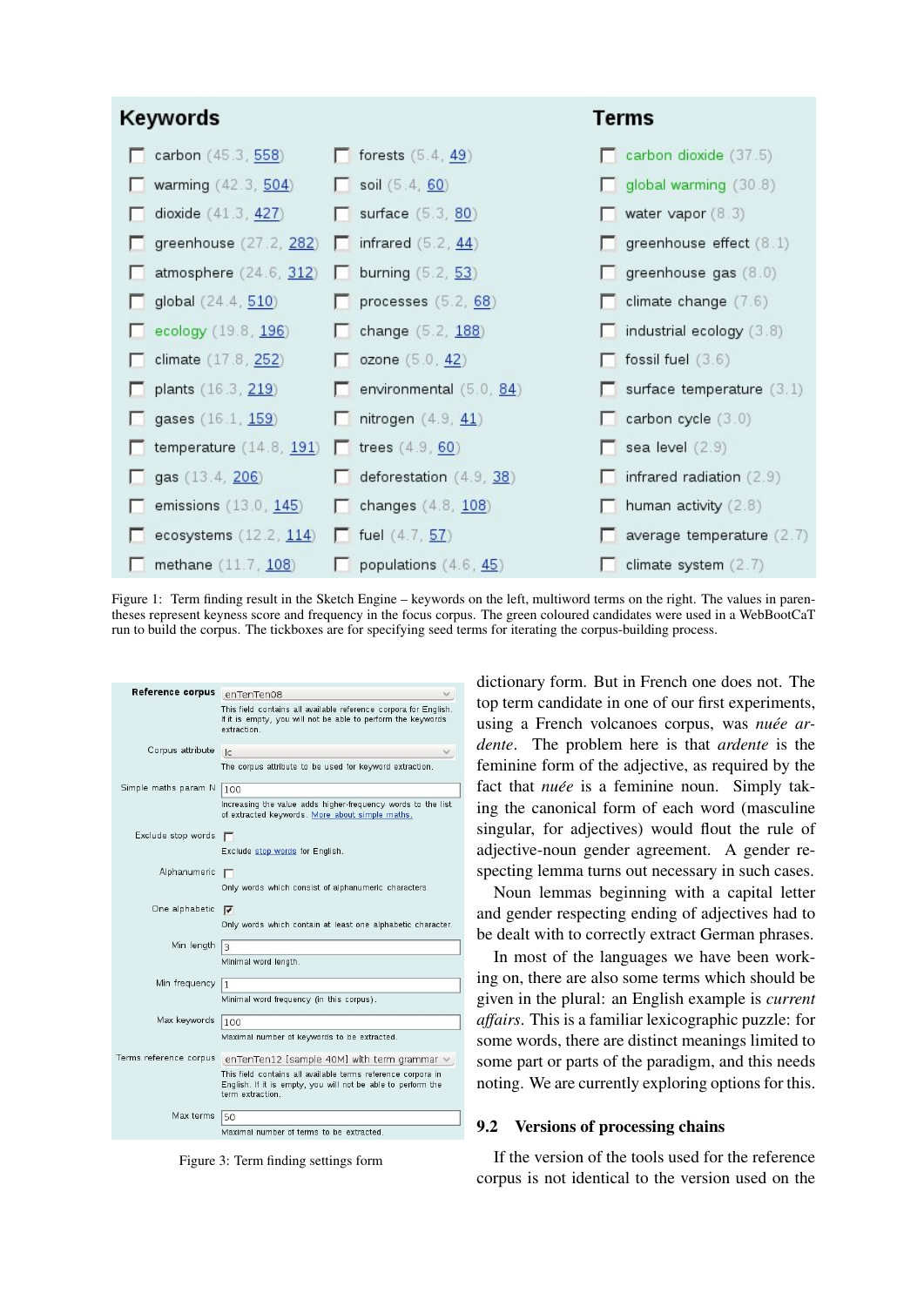## Keywords

| | |
|---|---|
| carbon (45.3, 558) | forests (5.4, 49) |
| warming (42.3, 504) | soil (5.4, 60) |
| dioxide (41.3, 427) | surface (5.3, 80) |
| greenhouse (27.2, 282) | infrared (5.2, 44) |
| atmosphere (24.6, 312) | burning (5.2, 53) |
| global (24.4, 510) | processes (5.2, 68) |
| ecology (19.8, 196) | change (5.2, 188) |
| climate (17.8, 252) | ozone (5.0, 42) |
| plants (16.3, 219) | environmental (5.0, 84) |
| gases (16.1, 159) | nitrogen (4.9, 41) |
| temperature (14.8, 191) | trees (4.9, 60) |
| gas (13.4, 206) | deforestation (4.9, 38) |
| emissions (13.0, 145) | changes (4.8, 108) |
| ecosystems (12.2, 114) | fuel (4.7, 57) |
| methane (11.7, 108) | populations (4.6, 45) |

## Terms

- carbon dioxide (37.5)
- global warming (30.8)
- water vapor (8.3)
- greenhouse effect (8.1)
- greenhouse gas (8.0)
- climate change (7.6)
- industrial ecology (3.8)
- fossil fuel (3.6)
- surface temperature (3.1)
- carbon cycle (3.0)
- sea level (2.9)
- infrared radiation (2.9)
- human activity (2.8)
- average temperature (2.7)
- climate system (2.7)

Figure 1: Term finding result in the Sketch Engine – keywords on the left, multiword terms on the right. The values in parentheses represent keyness score and frequency in the focus corpus. The green coloured candidates were used in a WebBootCaT run to build the corpus. The tickboxes are for specifying seed terms for iterating the corpus-building process.

| Setting | Value / Description |
|---|---|
| Reference corpus | enTenTen08 — This field contains all available reference corpora for English. If it is empty, you will not be able to perform the keywords extraction. |
| Corpus attribute | lc — The corpus attribute to be used for keyword extraction. |
| Simple maths param N | 100 — Increasing the value adds higher-frequency words to the list of extracted keywords. More about simple maths. |
| Exclude stop words | ☐ Exclude stop words for English. |
| Alphanumeric | ☐ Only words which consist of alphanumeric characters. |
| One alphabetic | ☑ Only words which contain at least one alphabetic character. |
| Min length | 3 — Minimal word length. |
| Min frequency | 1 — Minimal word frequency (in this corpus). |
| Max keywords | 100 — Maximal number of keywords to be extracted. |
| Terms reference corpus | enTenTen12 [sample 40M] with term grammar — This field contains all available terms reference corpora in English. If it is empty, you will not be able to perform the term extraction. |
| Max terms | 50 — Maximal number of terms to be extracted. |

Figure 3: Term finding settings form

dictionary form. But in French one does not. The top term candidate in one of our first experiments, using a French volcanoes corpus, was *nuée ardente*. The problem here is that *ardente* is the feminine form of the adjective, as required by the fact that *nuée* is a feminine noun. Simply taking the canonical form of each word (masculine singular, for adjectives) would flout the rule of adjective-noun gender agreement. A gender respecting lemma turns out necessary in such cases.

Noun lemmas beginning with a capital letter and gender respecting ending of adjectives had to be dealt with to correctly extract German phrases.

In most of the languages we have been working on, there are also some terms which should be given in the plural: an English example is *current affairs*. This is a familiar lexicographic puzzle: for some words, there are distinct meanings limited to some part or parts of the paradigm, and this needs noting. We are currently exploring options for this.

### 9.2 Versions of processing chains

If the version of the tools used for the reference corpus is not identical to the version used on the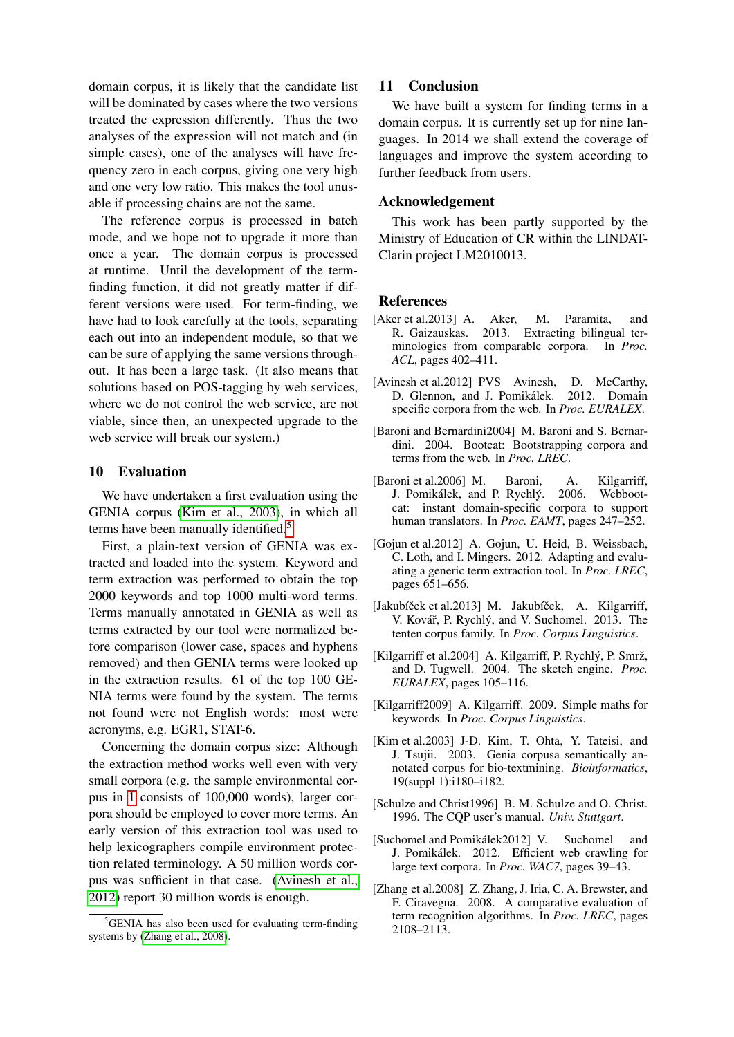domain corpus, it is likely that the candidate list will be dominated by cases where the two versions treated the expression differently. Thus the two analyses of the expression will not match and (in simple cases), one of the analyses will have frequency zero in each corpus, giving one very high and one very low ratio. This makes the tool unusable if processing chains are not the same.

The reference corpus is processed in batch mode, and we hope not to upgrade it more than once a year. The domain corpus is processed at runtime. Until the development of the term-finding function, it did not greatly matter if different versions were used. For term-finding, we have had to look carefully at the tools, separating each out into an independent module, so that we can be sure of applying the same versions throughout. It has been a large task. (It also means that solutions based on POS-tagging by web services, where we do not control the web service, are not viable, since then, an unexpected upgrade to the web service will break our system.)

## 10 Evaluation

We have undertaken a first evaluation using the GENIA corpus (Kim et al., 2003), in which all terms have been manually identified.[5]

First, a plain-text version of GENIA was extracted and loaded into the system. Keyword and term extraction was performed to obtain the top 2000 keywords and top 1000 multi-word terms. Terms manually annotated in GENIA as well as terms extracted by our tool were normalized before comparison (lower case, spaces and hyphens removed) and then GENIA terms were looked up in the extraction results. 61 of the top 100 GENIA terms were found by the system. The terms not found were not English words: most were acronyms, e.g. EGR1, STAT-6.

Concerning the domain corpus size: Although the extraction method works well even with very small corpora (e.g. the sample environmental corpus in 1 consists of 100,000 words), larger corpora should be employed to cover more terms. An early version of this extraction tool was used to help lexicographers compile environment protection related terminology. A 50 million words corpus was sufficient in that case. (Avinesh et al., 2012) report 30 million words is enough.

[5] GENIA has also been used for evaluating term-finding systems by (Zhang et al., 2008).

## 11 Conclusion

We have built a system for finding terms in a domain corpus. It is currently set up for nine languages. In 2014 we shall extend the coverage of languages and improve the system according to further feedback from users.

## Acknowledgement

This work has been partly supported by the Ministry of Education of CR within the LINDAT-Clarin project LM2010013.

## References

[Aker et al.2013] A. Aker, M. Paramita, and R. Gaizauskas. 2013. Extracting bilingual terminologies from comparable corpora. In *Proc. ACL*, pages 402–411.

[Avinesh et al.2012] PVS Avinesh, D. McCarthy, D. Glennon, and J. Pomikálek. 2012. Domain specific corpora from the web. In *Proc. EURALEX*.

[Baroni and Bernardini2004] M. Baroni and S. Bernardini. 2004. Bootcat: Bootstrapping corpora and terms from the web. In *Proc. LREC*.

[Baroni et al.2006] M. Baroni, A. Kilgarriff, J. Pomikálek, and P. Rychlý. 2006. Webbootcat: instant domain-specific corpora to support human translators. In *Proc. EAMT*, pages 247–252.

[Gojun et al.2012] A. Gojun, U. Heid, B. Weissbach, C. Loth, and I. Mingers. 2012. Adapting and evaluating a generic term extraction tool. In *Proc. LREC*, pages 651–656.

[Jakubíček et al.2013] M. Jakubíček, A. Kilgarriff, V. Kovář, P. Rychlý, and V. Suchomel. 2013. The tenten corpus family. In *Proc. Corpus Linguistics*.

[Kilgarriff et al.2004] A. Kilgarriff, P. Rychlý, P. Smrž, and D. Tugwell. 2004. The sketch engine. *Proc. EURALEX*, pages 105–116.

[Kilgarriff2009] A. Kilgarriff. 2009. Simple maths for keywords. In *Proc. Corpus Linguistics*.

[Kim et al.2003] J-D. Kim, T. Ohta, Y. Tateisi, and J. Tsujii. 2003. Genia corpusa semantically annotated corpus for bio-textmining. *Bioinformatics*, 19(suppl 1):i180–i182.

[Schulze and Christ1996] B. M. Schulze and O. Christ. 1996. The CQP user's manual. *Univ. Stuttgart*.

[Suchomel and Pomikálek2012] V. Suchomel and J. Pomikálek. 2012. Efficient web crawling for large text corpora. In *Proc. WAC7*, pages 39–43.

[Zhang et al.2008] Z. Zhang, J. Iria, C. A. Brewster, and F. Ciravegna. 2008. A comparative evaluation of term recognition algorithms. In *Proc. LREC*, pages 2108–2113.